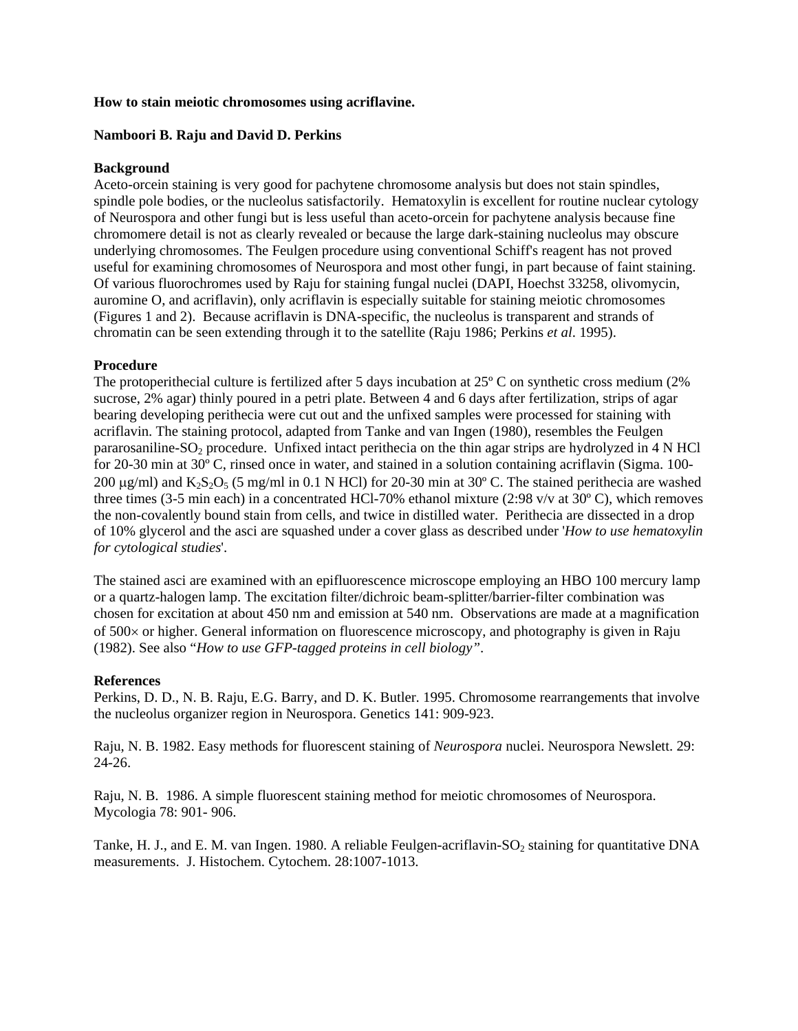**How to stain meiotic chromosomes using acriflavine.**

**Namboori B. Raju and David D. Perkins**

**Background**

Aceto-orcein staining is very good for pachytene chromosome analysis but does not stain spindles, spindle pole bodies, or the nucleolus satisfactorily. Hematoxylin is excellent for routine nuclear cytology of Neurospora and other fungi but is less useful than aceto-orcein for pachytene analysis because fine chromomere detail is not as clearly revealed or because the large dark-staining nucleolus may obscure underlying chromosomes. The Feulgen procedure using conventional Schiff's reagent has not proved useful for examining chromosomes of Neurospora and most other fungi, in part because of faint staining. Of various fluorochromes used by Raju for staining fungal nuclei (DAPI, Hoechst 33258, olivomycin, auromine O, and acriflavin), only acriflavin is especially suitable for staining meiotic chromosomes (Figures 1 and 2). Because acriflavin is DNA-specific, the nucleolus is transparent and strands of chromatin can be seen extending through it to the satellite (Raju 1986; Perkins *et al*. 1995).

**Procedure**

The protoperithecial culture is fertilized after 5 days incubation at 25º C on synthetic cross medium (2% sucrose, 2% agar) thinly poured in a petri plate. Between 4 and 6 days after fertilization, strips of agar bearing developing perithecia were cut out and the unfixed samples were processed for staining with acriflavin. The staining protocol, adapted from Tanke and van Ingen (1980), resembles the Feulgen pararosaniline-$SO_2$ procedure. Unfixed intact perithecia on the thin agar strips are hydrolyzed in 4 N HCl for 20-30 min at 30º C, rinsed once in water, and stained in a solution containing acriflavin (Sigma. 100-200 μg/ml) and $K_2S_2O_5$ (5 mg/ml in 0.1 N HCl) for 20-30 min at 30º C. The stained perithecia are washed three times (3-5 min each) in a concentrated HCl-70% ethanol mixture (2:98 v/v at 30º C), which removes the non-covalently bound stain from cells, and twice in distilled water. Perithecia are dissected in a drop of 10% glycerol and the asci are squashed under a cover glass as described under '*How to use hematoxylin for cytological studies*'.

The stained asci are examined with an epifluorescence microscope employing an HBO 100 mercury lamp or a quartz-halogen lamp. The excitation filter/dichroic beam-splitter/barrier-filter combination was chosen for excitation at about 450 nm and emission at 540 nm. Observations are made at a magnification of 500× or higher. General information on fluorescence microscopy, and photography is given in Raju (1982). See also "*How to use GFP-tagged proteins in cell biology*".

**References**

Perkins, D. D., N. B. Raju, E.G. Barry, and D. K. Butler. 1995. Chromosome rearrangements that involve the nucleolus organizer region in Neurospora. Genetics 141: 909-923.

Raju, N. B. 1982. Easy methods for fluorescent staining of *Neurospora* nuclei. Neurospora Newslett. 29: 24-26.

Raju, N. B. 1986. A simple fluorescent staining method for meiotic chromosomes of Neurospora. Mycologia 78: 901- 906.

Tanke, H. J., and E. M. van Ingen. 1980. A reliable Feulgen-acriflavin-$SO_2$ staining for quantitative DNA measurements. J. Histochem. Cytochem. 28:1007-1013.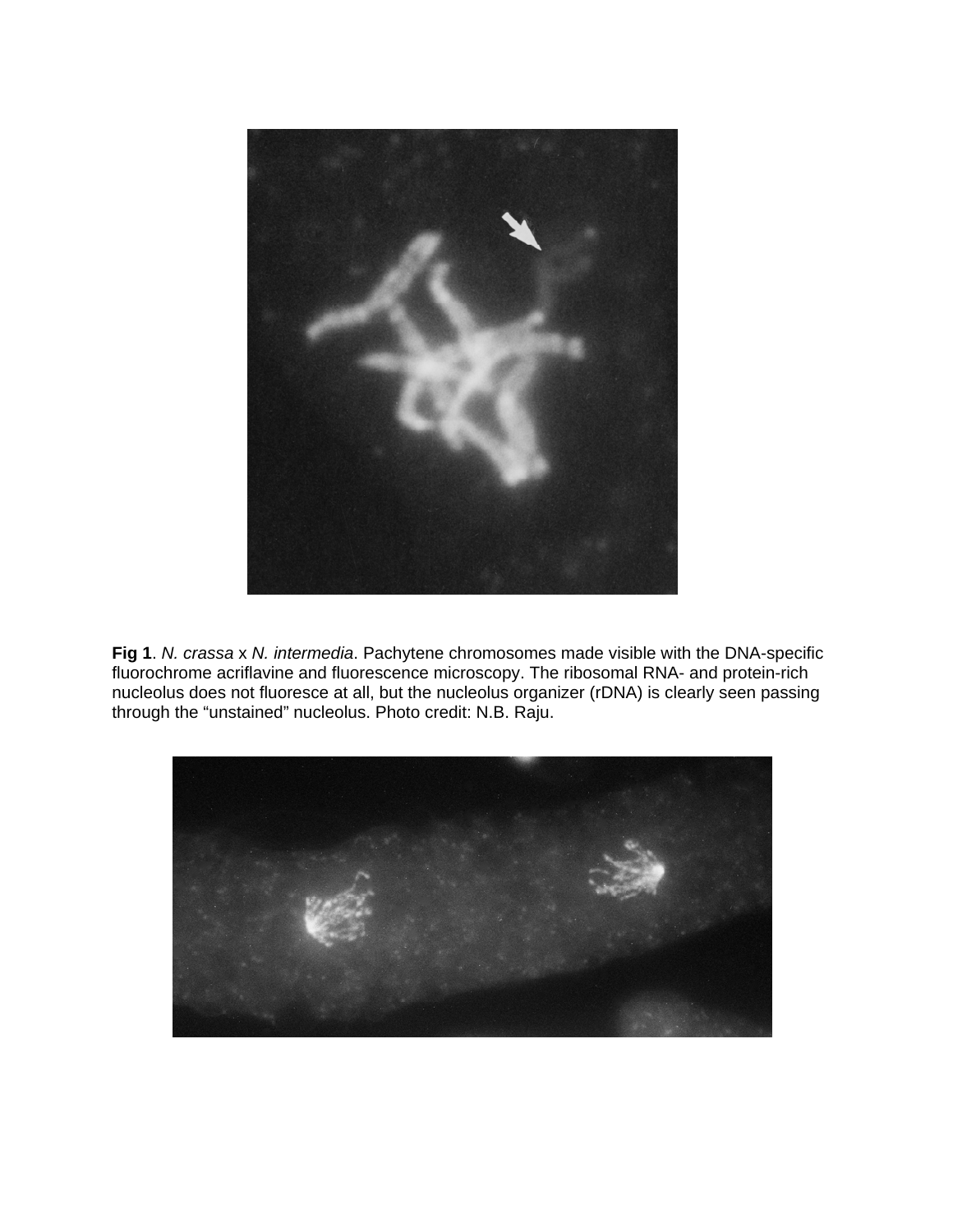**Fig 1**. *N. crassa* x *N. intermedia*. Pachytene chromosomes made visible with the DNA-specific fluorochrome acriflavine and fluorescence microscopy. The ribosomal RNA- and protein-rich nucleolus does not fluoresce at all, but the nucleolus organizer (rDNA) is clearly seen passing through the "unstained" nucleolus. Photo credit: N.B. Raju.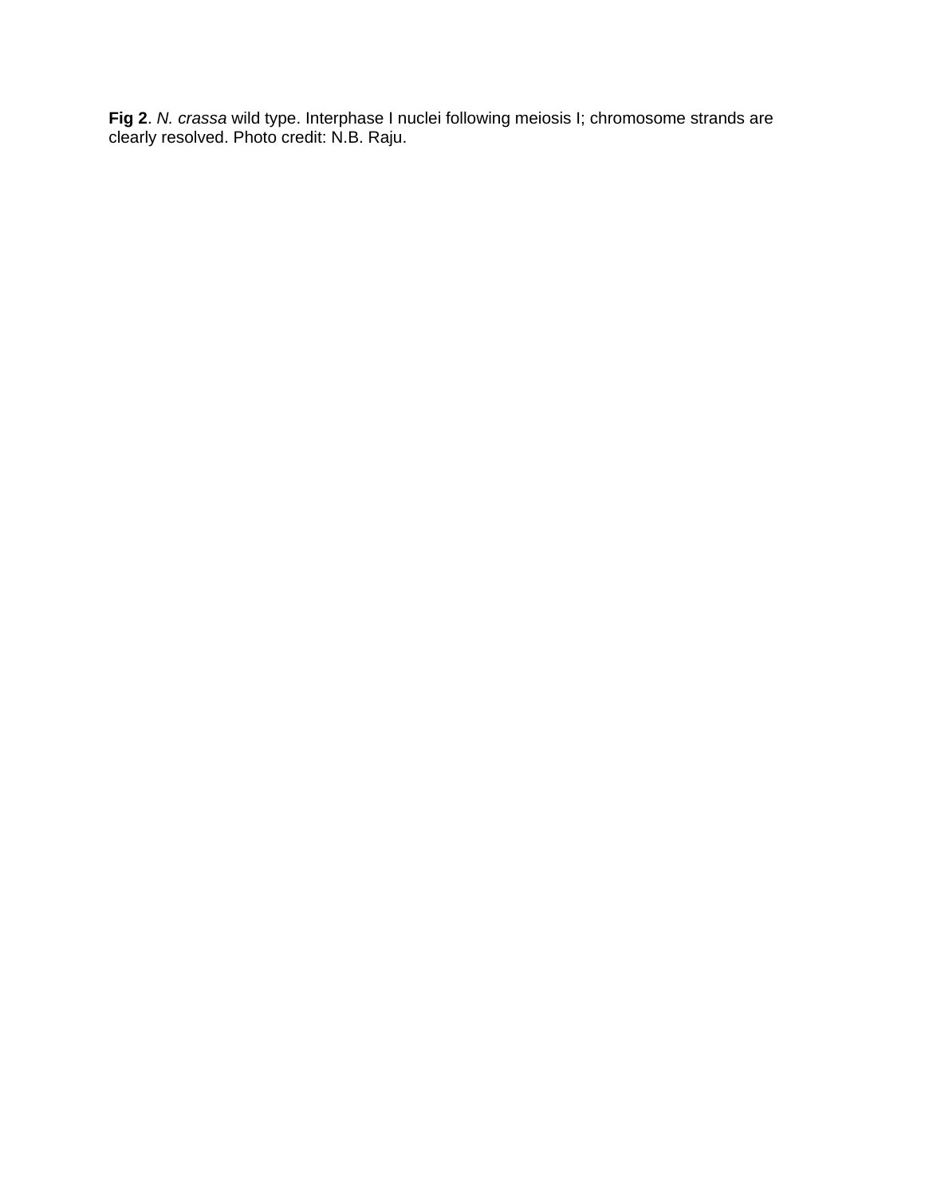**Fig 2**. *N. crassa* wild type. Interphase I nuclei following meiosis I; chromosome strands are clearly resolved. Photo credit: N.B. Raju.